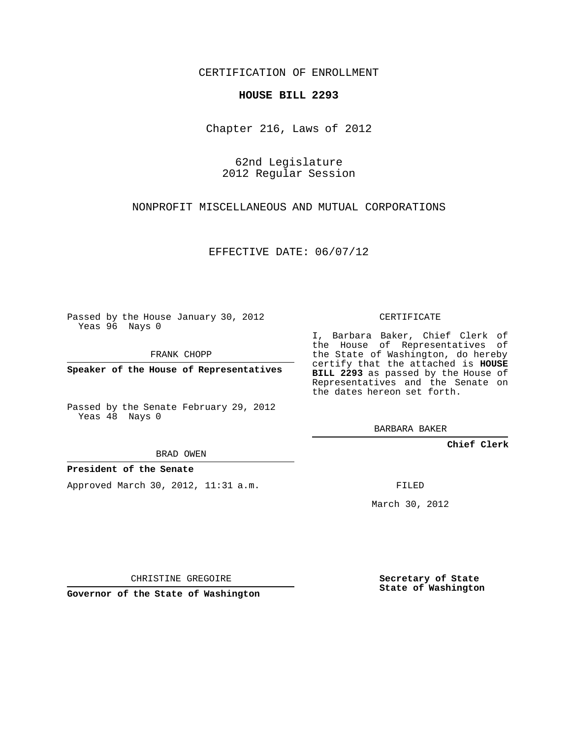CERTIFICATION OF ENROLLMENT

**HOUSE BILL 2293**

Chapter 216, Laws of 2012

62nd Legislature
2012 Regular Session

NONPROFIT MISCELLANEOUS AND MUTUAL CORPORATIONS

EFFECTIVE DATE: 06/07/12

Passed by the House January 30, 2012
Yeas 96 Nays 0

FRANK CHOPP

**Speaker of the House of Representatives**

Passed by the Senate February 29, 2012
Yeas 48 Nays 0

BRAD OWEN

**President of the Senate**

Approved March 30, 2012, 11:31 a.m.

CHRISTINE GREGOIRE

**Governor of the State of Washington**

CERTIFICATE

I, Barbara Baker, Chief Clerk of the House of Representatives of the State of Washington, do hereby certify that the attached is **HOUSE BILL 2293** as passed by the House of Representatives and the Senate on the dates hereon set forth.

BARBARA BAKER

**Chief Clerk**

FILED

March 30, 2012

**Secretary of State**
**State of Washington**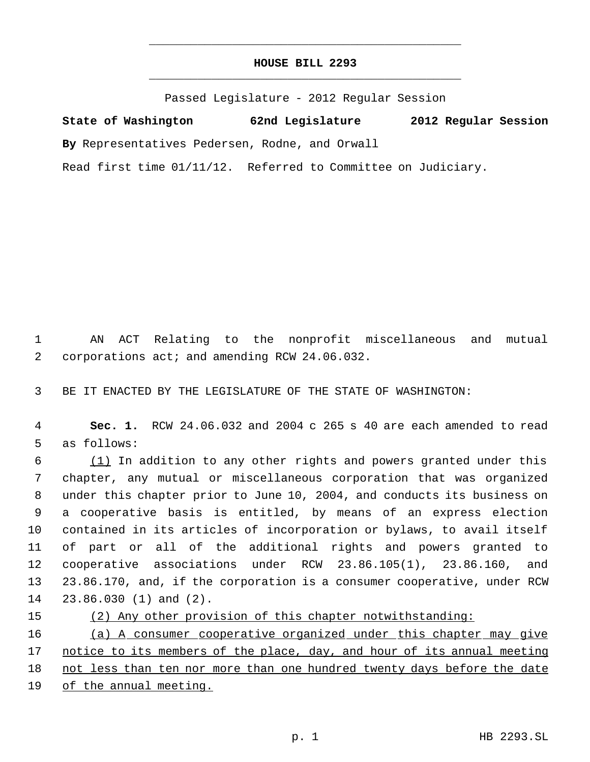# HOUSE BILL 2293

Passed Legislature - 2012 Regular Session

**State of Washington** **62nd Legislature** **2012 Regular Session**

**By** Representatives Pedersen, Rodne, and Orwall

Read first time 01/11/12. Referred to Committee on Judiciary.

AN ACT Relating to the nonprofit miscellaneous and mutual corporations act; and amending RCW 24.06.032.

BE IT ENACTED BY THE LEGISLATURE OF THE STATE OF WASHINGTON:

**Sec. 1.** RCW 24.06.032 and 2004 c 265 s 40 are each amended to read as follows:

(1) In addition to any other rights and powers granted under this chapter, any mutual or miscellaneous corporation that was organized under this chapter prior to June 10, 2004, and conducts its business on a cooperative basis is entitled, by means of an express election contained in its articles of incorporation or bylaws, to avail itself of part or all of the additional rights and powers granted to cooperative associations under RCW 23.86.105(1), 23.86.160, and 23.86.170, and, if the corporation is a consumer cooperative, under RCW 23.86.030 (1) and (2).

(2) Any other provision of this chapter notwithstanding:

(a) A consumer cooperative organized under this chapter may give notice to its members of the place, day, and hour of its annual meeting not less than ten nor more than one hundred twenty days before the date of the annual meeting.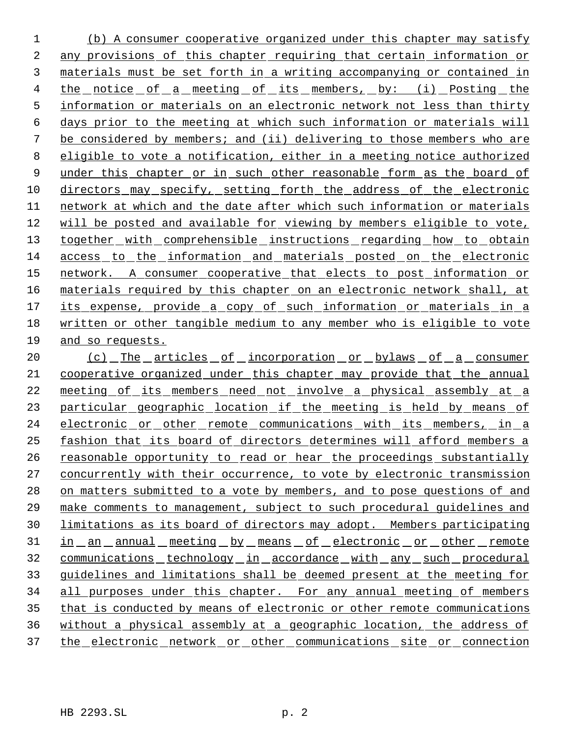(b) A consumer cooperative organized under this chapter may satisfy any provisions of this chapter requiring that certain information or materials must be set forth in a writing accompanying or contained in the notice of a meeting of its members, by: (i) Posting the information or materials on an electronic network not less than thirty days prior to the meeting at which such information or materials will be considered by members; and (ii) delivering to those members who are eligible to vote a notification, either in a meeting notice authorized under this chapter or in such other reasonable form as the board of directors may specify, setting forth the address of the electronic network at which and the date after which such information or materials will be posted and available for viewing by members eligible to vote, together with comprehensible instructions regarding how to obtain access to the information and materials posted on the electronic network. A consumer cooperative that elects to post information or materials required by this chapter on an electronic network shall, at its expense, provide a copy of such information or materials in a written or other tangible medium to any member who is eligible to vote and so requests.

(c) The articles of incorporation or bylaws of a consumer cooperative organized under this chapter may provide that the annual meeting of its members need not involve a physical assembly at a particular geographic location if the meeting is held by means of electronic or other remote communications with its members, in a fashion that its board of directors determines will afford members a reasonable opportunity to read or hear the proceedings substantially concurrently with their occurrence, to vote by electronic transmission on matters submitted to a vote by members, and to pose questions of and make comments to management, subject to such procedural guidelines and limitations as its board of directors may adopt. Members participating in an annual meeting by means of electronic or other remote communications technology in accordance with any such procedural guidelines and limitations shall be deemed present at the meeting for all purposes under this chapter. For any annual meeting of members that is conducted by means of electronic or other remote communications without a physical assembly at a geographic location, the address of the electronic network or other communications site or connection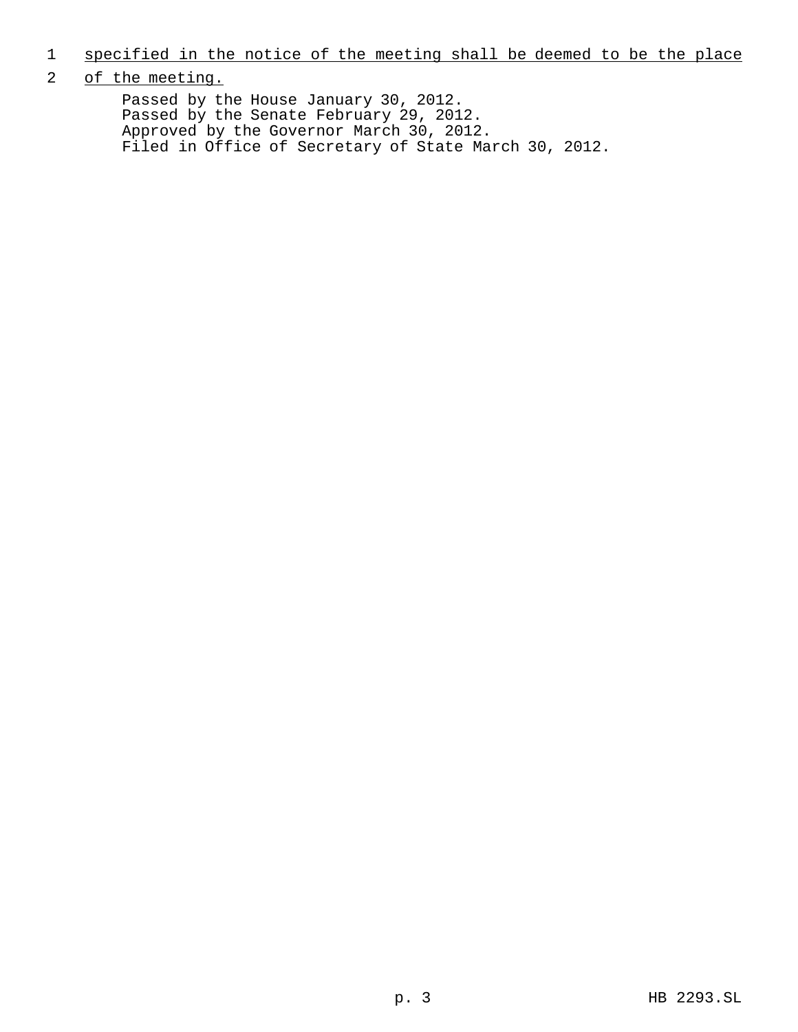specified in the notice of the meeting shall be deemed to be the place of the meeting.

Passed by the House January 30, 2012.
Passed by the Senate February 29, 2012.
Approved by the Governor March 30, 2012.
Filed in Office of Secretary of State March 30, 2012.